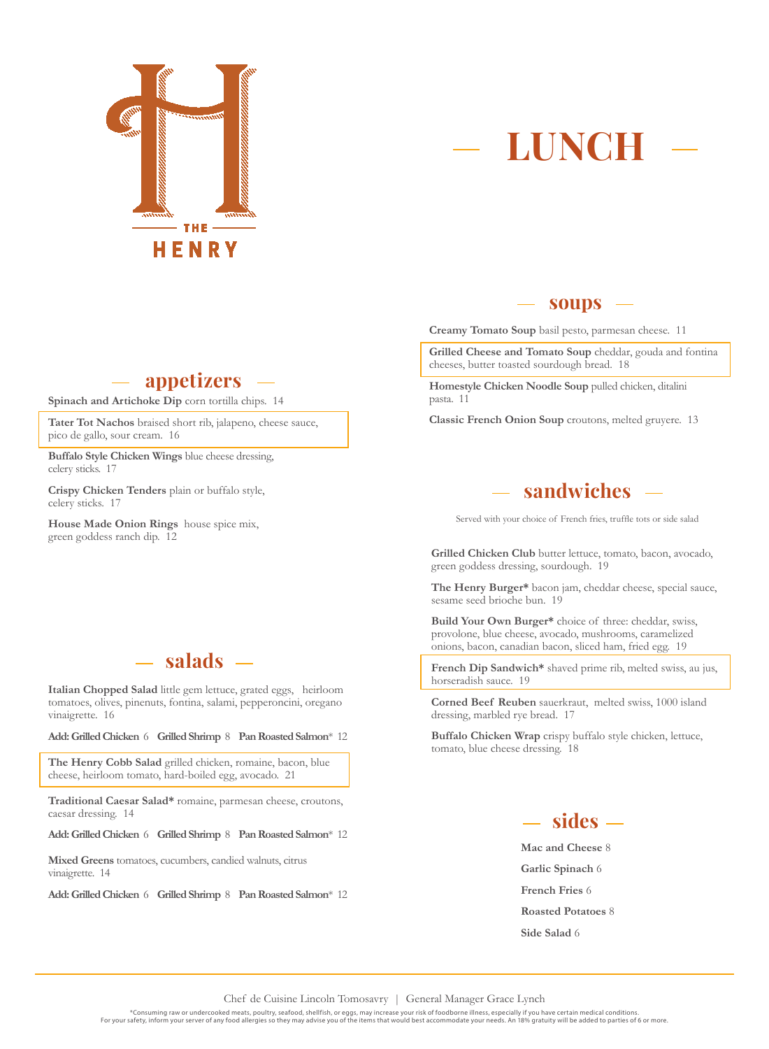# THE HENRY

# LUNCH

## appetizers

**Spinach and Artichoke Dip** corn tortilla chips. 14

**Tater Tot Nachos** braised short rib, jalapeno, cheese sauce, pico de gallo, sour cream. 16

**Buffalo Style Chicken Wings** blue cheese dressing, celery sticks. 17

**Crispy Chicken Tenders** plain or buffalo style, celery sticks. 17

**House Made Onion Rings** house spice mix, green goddess ranch dip. 12

## salads

**Italian Chopped Salad** little gem lettuce, grated eggs, heirloom tomatoes, olives, pinenuts, fontina, salami, pepperoncini, oregano vinaigrette. 16

**Add: Grilled Chicken** 6 **Grilled Shrimp** 8 **Pan Roasted Salmon*** 12

**The Henry Cobb Salad** grilled chicken, romaine, bacon, blue cheese, heirloom tomato, hard-boiled egg, avocado. 21

**Traditional Caesar Salad*** romaine, parmesan cheese, croutons, caesar dressing. 14

**Add: Grilled Chicken** 6 **Grilled Shrimp** 8 **Pan Roasted Salmon*** 12

**Mixed Greens** tomatoes, cucumbers, candied walnuts, citrus vinaigrette. 14

**Add: Grilled Chicken** 6 **Grilled Shrimp** 8 **Pan Roasted Salmon*** 12

## soups

**Creamy Tomato Soup** basil pesto, parmesan cheese. 11

**Grilled Cheese and Tomato Soup** cheddar, gouda and fontina cheeses, butter toasted sourdough bread. 18

**Homestyle Chicken Noodle Soup** pulled chicken, ditalini pasta. 11

**Classic French Onion Soup** croutons, melted gruyere. 13

## sandwiches

Served with your choice of French fries, truffle tots or side salad

**Grilled Chicken Club** butter lettuce, tomato, bacon, avocado, green goddess dressing, sourdough. 19

**The Henry Burger*** bacon jam, cheddar cheese, special sauce, sesame seed brioche bun. 19

**Build Your Own Burger*** choice of three: cheddar, swiss, provolone, blue cheese, avocado, mushrooms, caramelized onions, bacon, canadian bacon, sliced ham, fried egg. 19

**French Dip Sandwich*** shaved prime rib, melted swiss, au jus, horseradish sauce. 19

**Corned Beef Reuben** sauerkraut, melted swiss, 1000 island dressing, marbled rye bread. 17

**Buffalo Chicken Wrap** crispy buffalo style chicken, lettuce, tomato, blue cheese dressing. 18

## sides

**Mac and Cheese** 8

**Garlic Spinach** 6

**French Fries** 6

**Roasted Potatoes** 8

**Side Salad** 6

---

Chef de Cuisine Lincoln Tomosavry | General Manager Grace Lynch

*Consuming raw or undercooked meats, poultry, seafood, shellfish, or eggs, may increase your risk of foodborne illness, especially if you have certain medical conditions.
For your safety, inform your server of any food allergies so they may advise you of the items that would best accommodate your needs. An 18% gratuity will be added to parties of 6 or more.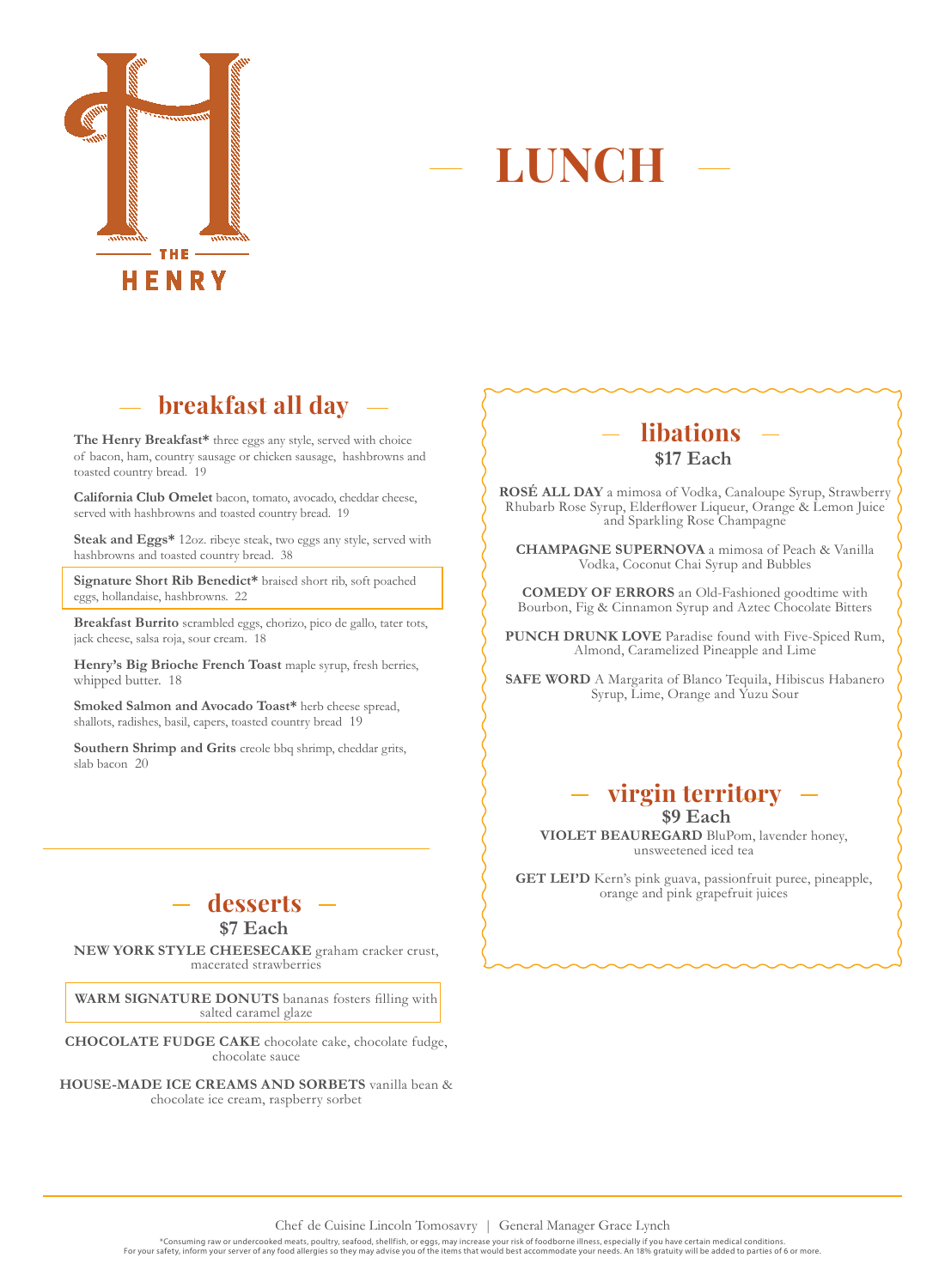THE HENRY

# LUNCH

## breakfast all day

**The Henry Breakfast*** three eggs any style, served with choice of bacon, ham, country sausage or chicken sausage, hashbrowns and toasted country bread. 19

**California Club Omelet** bacon, tomato, avocado, cheddar cheese, served with hashbrowns and toasted country bread. 19

**Steak and Eggs*** 12oz. ribeye steak, two eggs any style, served with hashbrowns and toasted country bread. 38

**Signature Short Rib Benedict*** braised short rib, soft poached eggs, hollandaise, hashbrowns. 22

**Breakfast Burrito** scrambled eggs, chorizo, pico de gallo, tater tots, jack cheese, salsa roja, sour cream. 18

**Henry's Big Brioche French Toast** maple syrup, fresh berries, whipped butter. 18

**Smoked Salmon and Avocado Toast*** herb cheese spread, shallots, radishes, basil, capers, toasted country bread 19

**Southern Shrimp and Grits** creole bbq shrimp, cheddar grits, slab bacon 20

## desserts

**$7 Each**

**NEW YORK STYLE CHEESECAKE** graham cracker crust, macerated strawberries

**WARM SIGNATURE DONUTS** bananas fosters filling with salted caramel glaze

**CHOCOLATE FUDGE CAKE** chocolate cake, chocolate fudge, chocolate sauce

**HOUSE-MADE ICE CREAMS AND SORBETS** vanilla bean & chocolate ice cream, raspberry sorbet

## libations

**$17 Each**

**ROSÉ ALL DAY** a mimosa of Vodka, Canaloupe Syrup, Strawberry Rhubarb Rose Syrup, Elderflower Liqueur, Orange & Lemon Juice and Sparkling Rose Champagne

**CHAMPAGNE SUPERNOVA** a mimosa of Peach & Vanilla Vodka, Coconut Chai Syrup and Bubbles

**COMEDY OF ERRORS** an Old-Fashioned goodtime with Bourbon, Fig & Cinnamon Syrup and Aztec Chocolate Bitters

**PUNCH DRUNK LOVE** Paradise found with Five-Spiced Rum, Almond, Caramelized Pineapple and Lime

**SAFE WORD** A Margarita of Blanco Tequila, Hibiscus Habanero Syrup, Lime, Orange and Yuzu Sour

## virgin territory

**$9 Each**

**VIOLET BEAUREGARD** BluPom, lavender honey, unsweetened iced tea

**GET LEI'D** Kern's pink guava, passionfruit puree, pineapple, orange and pink grapefruit juices

Chef de Cuisine Lincoln Tomosavry | General Manager Grace Lynch

*Consuming raw or undercooked meats, poultry, seafood, shellfish, or eggs, may increase your risk of foodborne illness, especially if you have certain medical conditions. For your safety, inform your server of any food allergies so they may advise you of the items that would best accommodate your needs. An 18% gratuity will be added to parties of 6 or more.